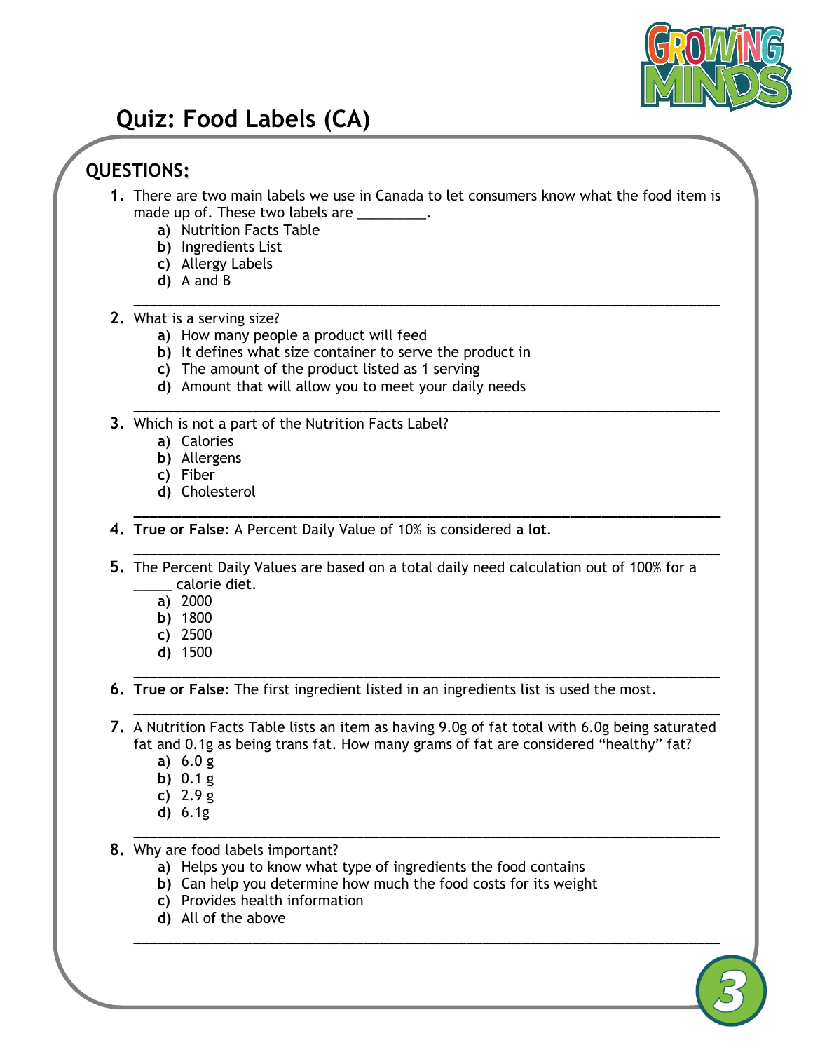# Quiz: Food Labels (CA)

## QUESTIONS:

1. There are two main labels we use in Canada to let consumers know what the food item is made up of. These two labels are _________.
   - **a)** Nutrition Facts Table
   - **b)** Ingredients List
   - **c)** Allergy Labels
   - **d)** A and B

   ______________________________________________________________________________

2. What is a serving size?
   - **a)** How many people a product will feed
   - **b)** It defines what size container to serve the product in
   - **c)** The amount of the product listed as 1 serving
   - **d)** Amount that will allow you to meet your daily needs

   ______________________________________________________________________________

3. Which is not a part of the Nutrition Facts Label?
   - **a)** Calories
   - **b)** Allergens
   - **c)** Fiber
   - **d)** Cholesterol

   ______________________________________________________________________________

4. **True or False**: A Percent Daily Value of 10% is considered **a lot**.

   ______________________________________________________________________________

5. The Percent Daily Values are based on a total daily need calculation out of 100% for a _____ calorie diet.
   - **a)** 2000
   - **b)** 1800
   - **c)** 2500
   - **d)** 1500

   ______________________________________________________________________________

6. **True or False**: The first ingredient listed in an ingredients list is used the most.

   ______________________________________________________________________________

7. A Nutrition Facts Table lists an item as having 9.0g of fat total with 6.0g being saturated fat and 0.1g as being trans fat. How many grams of fat are considered "healthy" fat?
   - **a)** 6.0 g
   - **b)** 0.1 g
   - **c)** 2.9 g
   - **d)** 6.1g

   ______________________________________________________________________________

8. Why are food labels important?
   - **a)** Helps you to know what type of ingredients the food contains
   - **b)** Can help you determine how much the food costs for its weight
   - **c)** Provides health information
   - **d)** All of the above

   ______________________________________________________________________________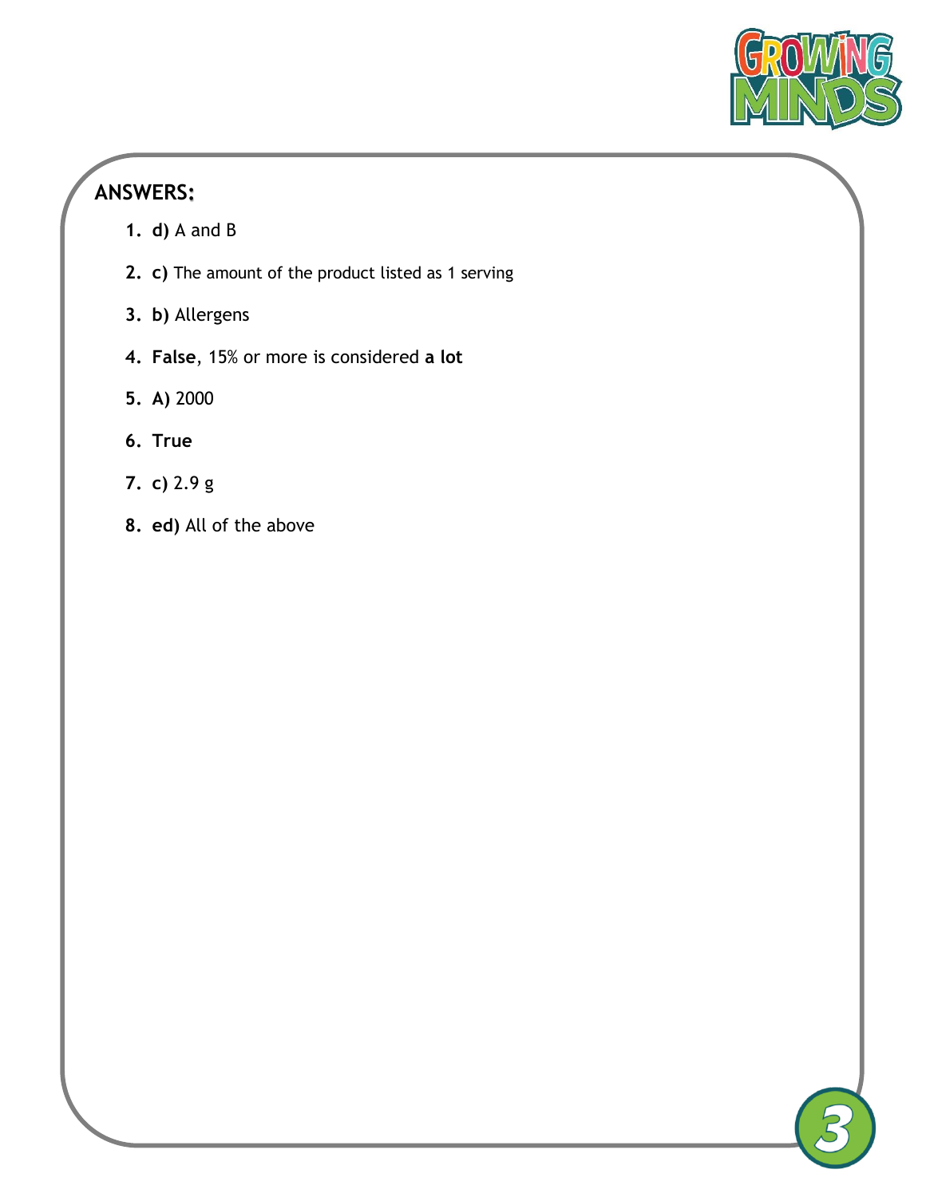**ANSWERS:**

1. **d)** A and B
2. **c)** The amount of the product listed as 1 serving
3. **b)** Allergens
4. **False**, 15% or more is considered **a lot**
5. **A)** 2000
6. **True**
7. **c)** 2.9 g
8. **ed)** All of the above